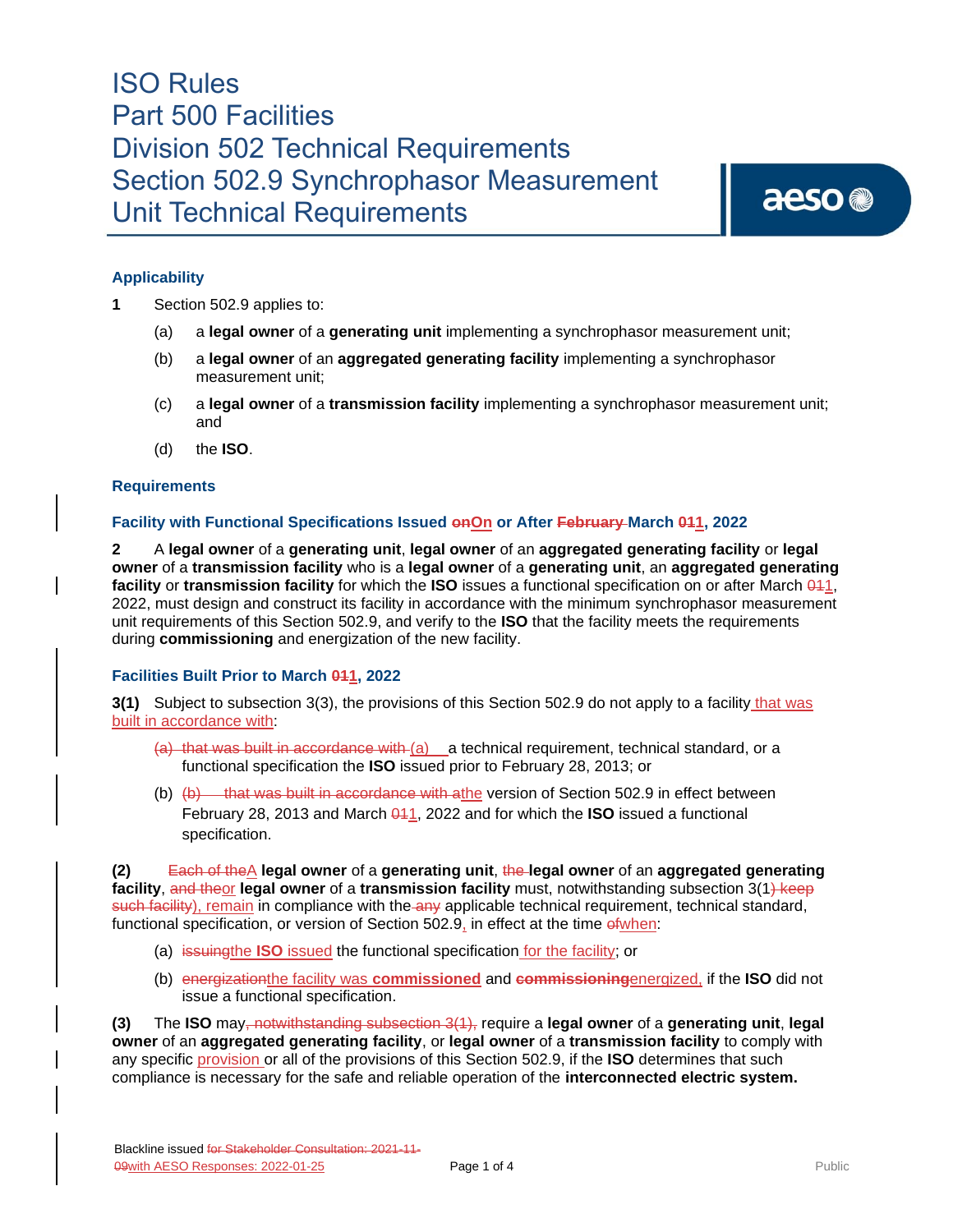# ISO Rules
# Part 500 Facilities
# Division 502 Technical Requirements
# Section 502.9 Synchrophasor Measurement Unit Technical Requirements

## Applicability

**1** Section 502.9 applies to:

(a) a **legal owner** of a **generating unit** implementing a synchrophasor measurement unit;

(b) a **legal owner** of an **aggregated generating facility** implementing a synchrophasor measurement unit;

(c) a **legal owner** of a **transmission facility** implementing a synchrophasor measurement unit; and

(d) the **ISO**.

## Requirements

### Facility with Functional Specifications Issued ~~on~~On or After ~~February~~ March ~~01~~1, 2022

**2** A **legal owner** of a **generating unit**, **legal owner** of an **aggregated generating facility** or **legal owner** of a **transmission facility** who is a **legal owner** of a **generating unit**, an **aggregated generating facility** or **transmission facility** for which the **ISO** issues a functional specification on or after March ~~01~~1, 2022, must design and construct its facility in accordance with the minimum synchrophasor measurement unit requirements of this Section 502.9, and verify to the **ISO** that the facility meets the requirements during **commissioning** and energization of the new facility.

### Facilities Built Prior to March ~~01~~1, 2022

**3(1)** Subject to subsection 3(3), the provisions of this Section 502.9 do not apply to a facility that was built in accordance with:

~~(a) that was built in accordance with~~ (a) a technical requirement, technical standard, or a functional specification the **ISO** issued prior to February 28, 2013; or

(b) ~~(b) that was built in accordance with a~~the version of Section 502.9 in effect between February 28, 2013 and March ~~01~~1, 2022 and for which the **ISO** issued a functional specification.

**(2)** ~~Each of the~~A **legal owner** of a **generating unit**, ~~the~~ **legal owner** of an **aggregated generating facility**, ~~and the~~or **legal owner** of a **transmission facility** must, notwithstanding subsection 3(1~~) keep such facility~~), remain in compliance with the ~~any~~ applicable technical requirement, technical standard, functional specification, or version of Section 502.9, in effect at the time ~~of~~when:

(a) ~~issuing~~the **ISO** issued the functional specification for the facility; or

(b) ~~energization~~the facility was **commissioned** and ~~**commissioning**~~energized, if the **ISO** did not issue a functional specification.

**(3)** The **ISO** may~~, notwithstanding subsection 3(1),~~ require a **legal owner** of a **generating unit**, **legal owner** of an **aggregated generating facility**, or **legal owner** of a **transmission facility** to comply with any specific provision or all of the provisions of this Section 502.9, if the **ISO** determines that such compliance is necessary for the safe and reliable operation of the **interconnected electric system.**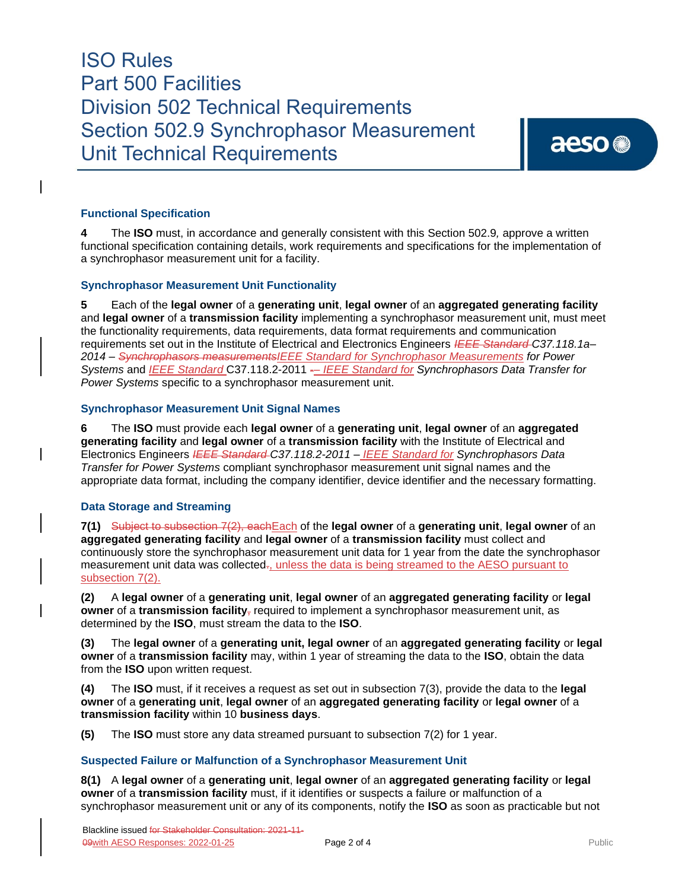### Functional Specification

**4** The **ISO** must, in accordance and generally consistent with this Section 502.9*,* approve a written functional specification containing details, work requirements and specifications for the implementation of a synchrophasor measurement unit for a facility.

### Synchrophasor Measurement Unit Functionality

**5** Each of the **legal owner** of a **generating unit**, **legal owner** of an **aggregated generating facility** and **legal owner** of a **transmission facility** implementing a synchrophasor measurement unit, must meet the functionality requirements, data requirements, data format requirements and communication requirements set out in the Institute of Electrical and Electronics Engineers *~~IEEE Standard~~ C37.118.1a–2014 – ~~Synchrophasors measurements~~IEEE Standard for Synchrophasor Measurements for Power Systems* and *IEEE Standard* C37.118.2-2011 ~~-~~*– IEEE Standard for Synchrophasors Data Transfer for Power Systems* specific to a synchrophasor measurement unit.

### Synchrophasor Measurement Unit Signal Names

**6** The **ISO** must provide each **legal owner** of a **generating unit**, **legal owner** of an **aggregated generating facility** and **legal owner** of a **transmission facility** with the Institute of Electrical and Electronics Engineers *~~IEEE Standard~~ C37.118.2-2011 – IEEE Standard for Synchrophasors Data Transfer for Power Systems* compliant synchrophasor measurement unit signal names and the appropriate data format, including the company identifier, device identifier and the necessary formatting.

### Data Storage and Streaming

**7(1)** ~~Subject to subsection 7(2), each~~Each of the **legal owner** of a **generating unit**, **legal owner** of an **aggregated generating facility** and **legal owner** of a **transmission facility** must collect and continuously store the synchrophasor measurement unit data for 1 year from the date the synchrophasor measurement unit data was collected~~.~~, unless the data is being streamed to the AESO pursuant to subsection 7(2).

**(2)** A **legal owner** of a **generating unit**, **legal owner** of an **aggregated generating facility** or **legal owner** of a **transmission facility**~~,~~ required to implement a synchrophasor measurement unit, as determined by the **ISO**, must stream the data to the **ISO**.

**(3)** The **legal owner** of a **generating unit, legal owner** of an **aggregated generating facility** or **legal owner** of a **transmission facility** may, within 1 year of streaming the data to the **ISO**, obtain the data from the **ISO** upon written request.

**(4)** The **ISO** must, if it receives a request as set out in subsection 7(3), provide the data to the **legal owner** of a **generating unit**, **legal owner** of an **aggregated generating facility** or **legal owner** of a **transmission facility** within 10 **business days**.

**(5)** The **ISO** must store any data streamed pursuant to subsection 7(2) for 1 year.

### Suspected Failure or Malfunction of a Synchrophasor Measurement Unit

**8(1)** A **legal owner** of a **generating unit**, **legal owner** of an **aggregated generating facility** or **legal owner** of a **transmission facility** must, if it identifies or suspects a failure or malfunction of a synchrophasor measurement unit or any of its components, notify the **ISO** as soon as practicable but not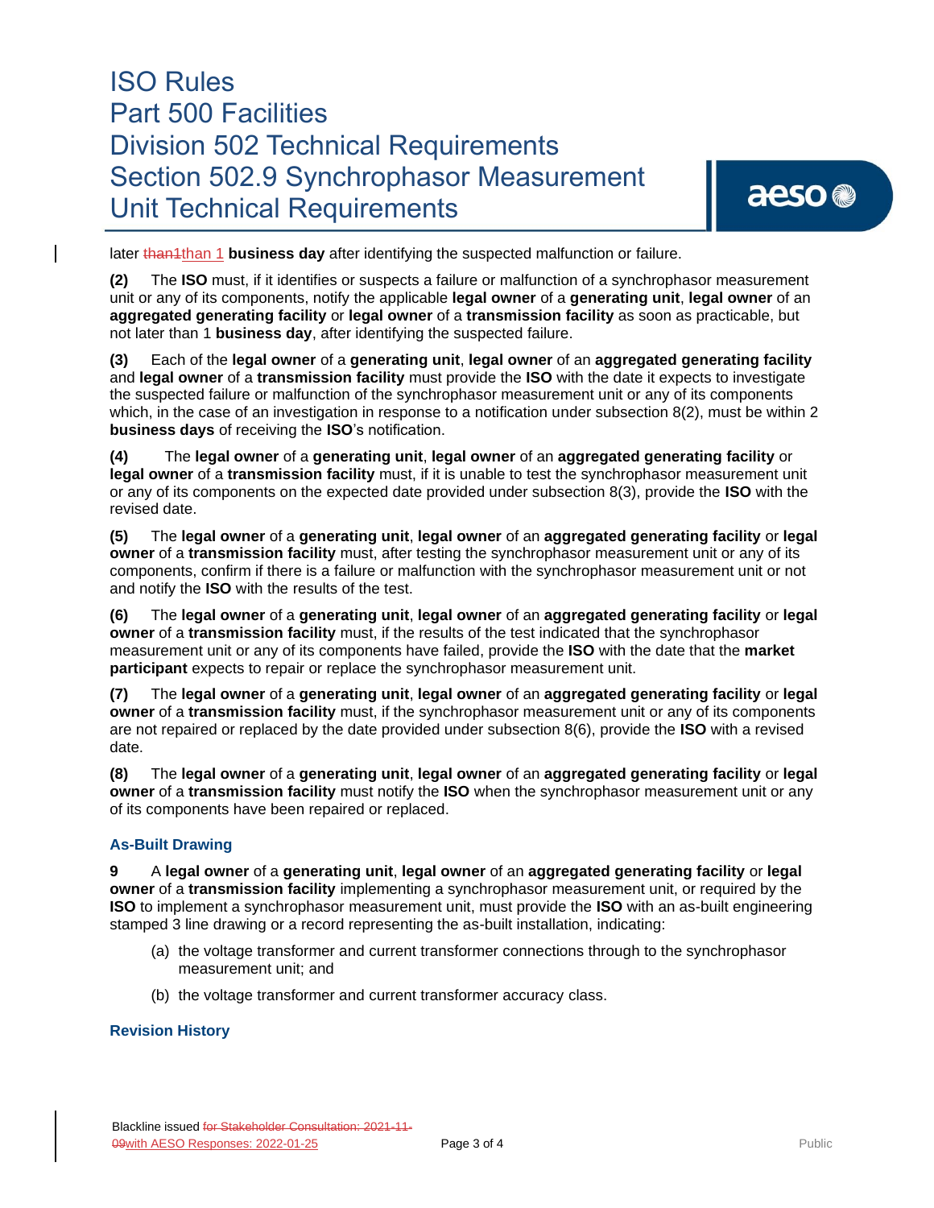later ~~than1~~than 1 **business day** after identifying the suspected malfunction or failure.

**(2)** The **ISO** must, if it identifies or suspects a failure or malfunction of a synchrophasor measurement unit or any of its components, notify the applicable **legal owner** of a **generating unit**, **legal owner** of an **aggregated generating facility** or **legal owner** of a **transmission facility** as soon as practicable, but not later than 1 **business day**, after identifying the suspected failure.

**(3)** Each of the **legal owner** of a **generating unit**, **legal owner** of an **aggregated generating facility** and **legal owner** of a **transmission facility** must provide the **ISO** with the date it expects to investigate the suspected failure or malfunction of the synchrophasor measurement unit or any of its components which, in the case of an investigation in response to a notification under subsection 8(2), must be within 2 **business days** of receiving the **ISO**'s notification.

**(4)** The **legal owner** of a **generating unit**, **legal owner** of an **aggregated generating facility** or **legal owner** of a **transmission facility** must, if it is unable to test the synchrophasor measurement unit or any of its components on the expected date provided under subsection 8(3), provide the **ISO** with the revised date.

**(5)** The **legal owner** of a **generating unit**, **legal owner** of an **aggregated generating facility** or **legal owner** of a **transmission facility** must, after testing the synchrophasor measurement unit or any of its components, confirm if there is a failure or malfunction with the synchrophasor measurement unit or not and notify the **ISO** with the results of the test.

**(6)** The **legal owner** of a **generating unit**, **legal owner** of an **aggregated generating facility** or **legal owner** of a **transmission facility** must, if the results of the test indicated that the synchrophasor measurement unit or any of its components have failed, provide the **ISO** with the date that the **market participant** expects to repair or replace the synchrophasor measurement unit.

**(7)** The **legal owner** of a **generating unit**, **legal owner** of an **aggregated generating facility** or **legal owner** of a **transmission facility** must, if the synchrophasor measurement unit or any of its components are not repaired or replaced by the date provided under subsection 8(6), provide the **ISO** with a revised date.

**(8)** The **legal owner** of a **generating unit**, **legal owner** of an **aggregated generating facility** or **legal owner** of a **transmission facility** must notify the **ISO** when the synchrophasor measurement unit or any of its components have been repaired or replaced.

### As-Built Drawing

**9** A **legal owner** of a **generating unit**, **legal owner** of an **aggregated generating facility** or **legal owner** of a **transmission facility** implementing a synchrophasor measurement unit, or required by the **ISO** to implement a synchrophasor measurement unit, must provide the **ISO** with an as-built engineering stamped 3 line drawing or a record representing the as-built installation, indicating:

(a) the voltage transformer and current transformer connections through to the synchrophasor measurement unit; and

(b) the voltage transformer and current transformer accuracy class.

### Revision History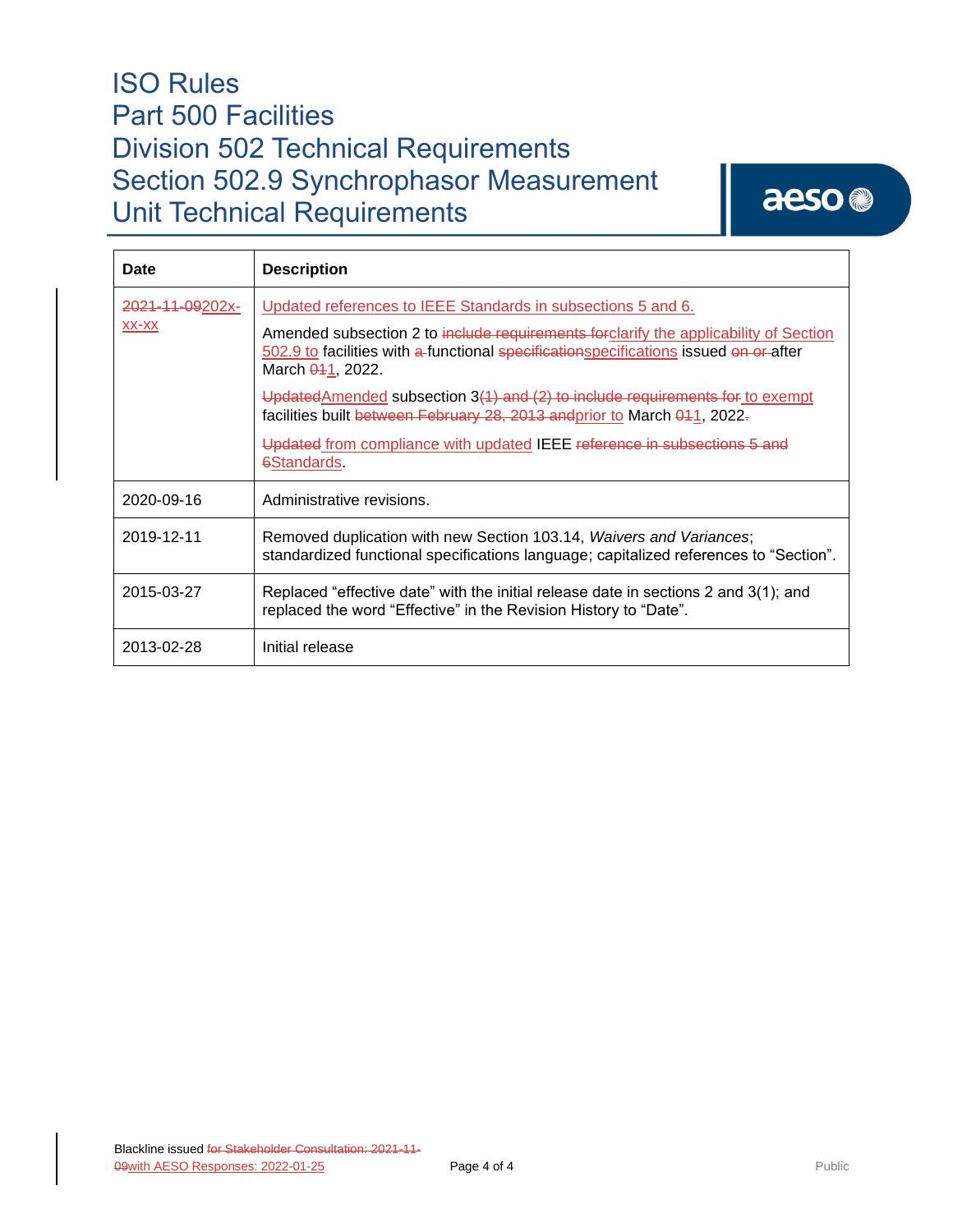# ISO Rules
# Part 500 Facilities
# Division 502 Technical Requirements
# Section 502.9 Synchrophasor Measurement Unit Technical Requirements

| Date | Description |
| --- | --- |
| ~~2021-11-09~~202x-xx-xx | Updated references to IEEE Standards in subsections 5 and 6.<br><br>Amended subsection 2 to ~~include requirements for~~clarify the applicability of Section 502.9 to facilities with ~~a~~ functional ~~specification~~specifications issued ~~on or~~ after March ~~01~~1, 2022.<br><br>~~Updated~~Amended subsection 3~~(1) and (2) to include requirements for~~ to exempt facilities built ~~between February 28, 2013 and~~prior to March ~~01~~1, 2022~~.~~<br><br>~~Updated~~ from compliance with updated IEEE ~~reference in subsections 5 and 6~~Standards. |
| 2020-09-16 | Administrative revisions. |
| 2019-12-11 | Removed duplication with new Section 103.14, *Waivers and Variances*; standardized functional specifications language; capitalized references to "Section". |
| 2015-03-27 | Replaced "effective date" with the initial release date in sections 2 and 3(1); and replaced the word "Effective" in the Revision History to "Date". |
| 2013-02-28 | Initial release |